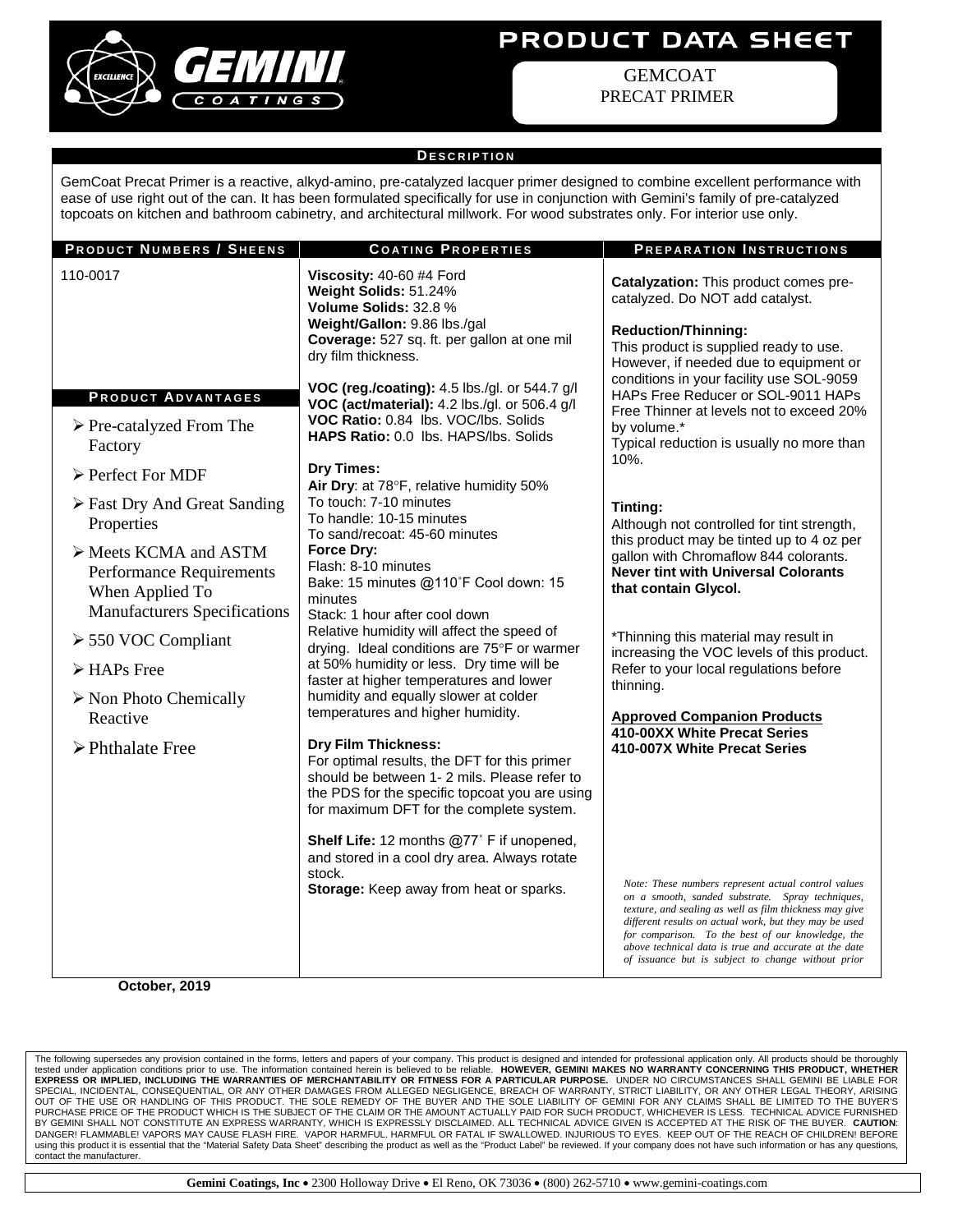# PRODUCT DATA SHEET

GEMCOAT
PRECAT PRIMER

## Description

GemCoat Precat Primer is a reactive, alkyd-amino, pre-catalyzed lacquer primer designed to combine excellent performance with ease of use right out of the can. It has been formulated specifically for use in conjunction with Gemini's family of pre-catalyzed topcoats on kitchen and bathroom cabinetry, and architectural millwork. For wood substrates only. For interior use only.

## Product Numbers / Sheens

110-0017

## Product Advantages

- Pre-catalyzed From The Factory
- Perfect For MDF
- Fast Dry And Great Sanding Properties
- Meets KCMA and ASTM Performance Requirements When Applied To Manufacturers Specifications
- 550 VOC Compliant
- HAPs Free
- Non Photo Chemically Reactive
- Phthalate Free

## Coating Properties

**Viscosity:** 40-60 #4 Ford
**Weight Solids:** 51.24%
**Volume Solids:** 32.8 %
**Weight/Gallon:** 9.86 lbs./gal
**Coverage:** 527 sq. ft. per gallon at one mil dry film thickness.

**VOC (reg./coating):** 4.5 lbs./gl. or 544.7 g/l
**VOC (act/material):** 4.2 lbs./gl. or 506.4 g/l
**VOC Ratio:** 0.84 lbs. VOC/lbs. Solids
**HAPS Ratio:** 0.0 lbs. HAPS/lbs. Solids

**Dry Times:**
**Air Dry**: at 78°F, relative humidity 50%
To touch: 7-10 minutes
To handle: 10-15 minutes
To sand/recoat: 45-60 minutes
**Force Dry:**
Flash: 8-10 minutes
Bake: 15 minutes @110˚F Cool down: 15 minutes
Stack: 1 hour after cool down
Relative humidity will affect the speed of drying. Ideal conditions are 75°F or warmer at 50% humidity or less. Dry time will be faster at higher temperatures and lower humidity and equally slower at colder temperatures and higher humidity.

**Dry Film Thickness:**
For optimal results, the DFT for this primer should be between 1- 2 mils. Please refer to the PDS for the specific topcoat you are using for maximum DFT for the complete system.

**Shelf Life:** 12 months @77˚ F if unopened, and stored in a cool dry area. Always rotate stock.
**Storage:** Keep away from heat or sparks.

## Preparation Instructions

**Catalyzation:** This product comes pre-catalyzed. Do NOT add catalyst.

**Reduction/Thinning:**
This product is supplied ready to use. However, if needed due to equipment or conditions in your facility use SOL-9059 HAPs Free Reducer or SOL-9011 HAPs Free Thinner at levels not to exceed 20% by volume.*
Typical reduction is usually no more than 10%.

**Tinting:**
Although not controlled for tint strength, this product may be tinted up to 4 oz per gallon with Chromaflow 844 colorants. **Never tint with Universal Colorants that contain Glycol.**

*Thinning this material may result in increasing the VOC levels of this product. Refer to your local regulations before thinning.

**Approved Companion Products**
**410-00XX White Precat Series**
**410-007X White Precat Series**

*Note: These numbers represent actual control values on a smooth, sanded substrate. Spray techniques, texture, and sealing as well as film thickness may give different results on actual work, but they may be used for comparison. To the best of our knowledge, the above technical data is true and accurate at the date of issuance but is subject to change without prior*

**October, 2019**

The following supersedes any provision contained in the forms, letters and papers of your company. This product is designed and intended for professional application only. All products should be thoroughly tested under application conditions prior to use. The information contained herein is believed to be reliable. **HOWEVER, GEMINI MAKES NO WARRANTY CONCERNING THIS PRODUCT, WHETHER EXPRESS OR IMPLIED, INCLUDING THE WARRANTIES OF MERCHANTABILITY OR FITNESS FOR A PARTICULAR PURPOSE.** UNDER NO CIRCUMSTANCES SHALL GEMINI BE LIABLE FOR SPECIAL, INCIDENTAL, CONSEQUENTIAL, OR ANY OTHER DAMAGES FROM ALLEGED NEGLIGENCE, BREACH OF WARRANTY, STRICT LIABILITY, OR ANY OTHER LEGAL THEORY, ARISING OUT OF THE USE OR HANDLING OF THIS PRODUCT. THE SOLE REMEDY OF THE BUYER AND THE SOLE LIABILITY OF GEMINI FOR ANY CLAIMS SHALL BE LIMITED TO THE BUYER'S PURCHASE PRICE OF THE PRODUCT WHICH IS THE SUBJECT OF THE CLAIM OR THE AMOUNT ACTUALLY PAID FOR SUCH PRODUCT, WHICHEVER IS LESS. TECHNICAL ADVICE FURNISHED BY GEMINI SHALL NOT CONSTITUTE AN EXPRESS WARRANTY, WHICH IS EXPRESSLY DISCLAIMED. ALL TECHNICAL ADVICE GIVEN IS ACCEPTED AT THE RISK OF THE BUYER. **CAUTION**: DANGER! FLAMMABLE! VAPORS MAY CAUSE FLASH FIRE. VAPOR HARMFUL. HARMFUL OR FATAL IF SWALLOWED. INJURIOUS TO EYES. KEEP OUT OF THE REACH OF CHILDREN! BEFORE using this product it is essential that the "Material Safety Data Sheet" describing the product as well as the "Product Label" be reviewed. If your company does not have such information or has any questions, contact the manufacturer.

**Gemini Coatings, Inc** • 2300 Holloway Drive • El Reno, OK 73036 • (800) 262-5710 • www.gemini-coatings.com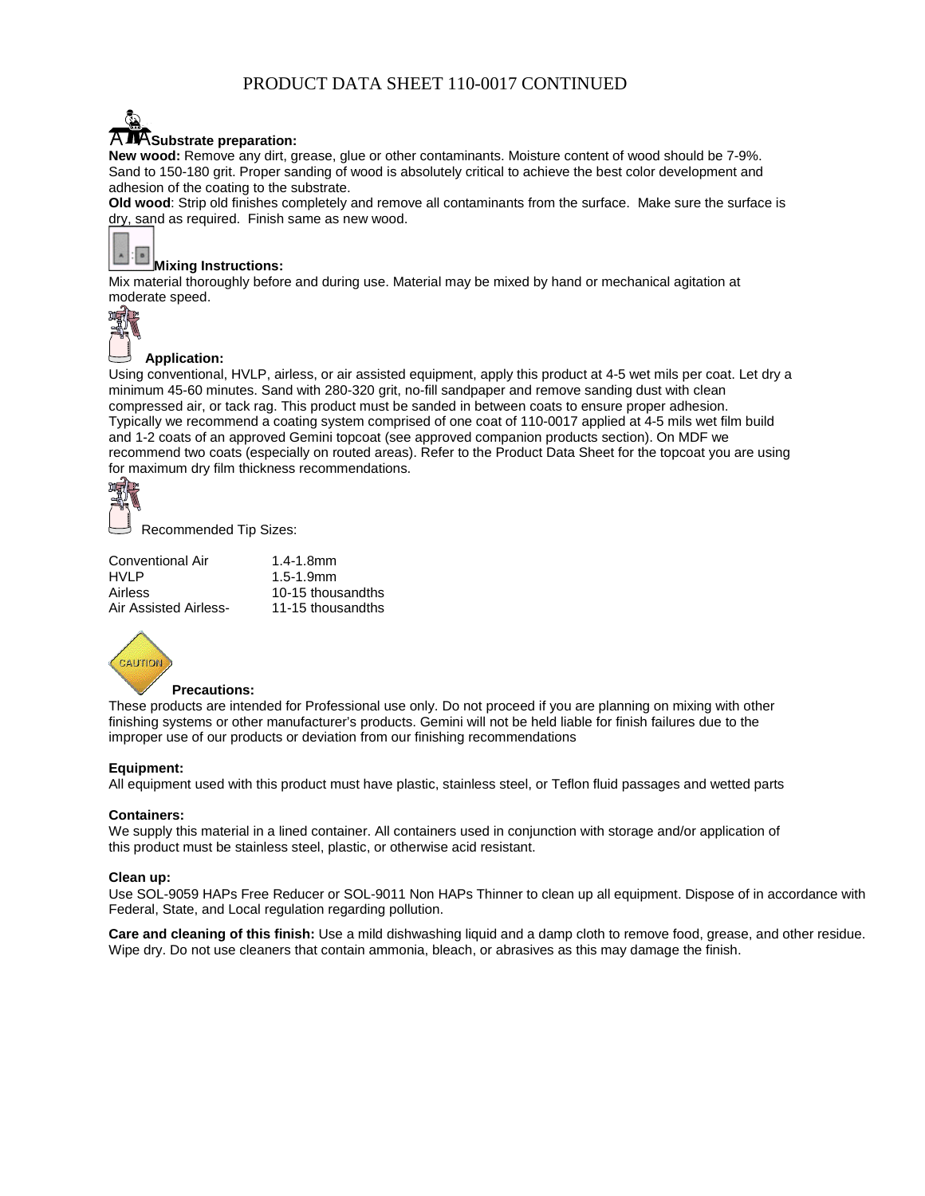# PRODUCT DATA SHEET 110-0017 CONTINUED

**Substrate preparation:**

**New wood:** Remove any dirt, grease, glue or other contaminants. Moisture content of wood should be 7-9%. Sand to 150-180 grit. Proper sanding of wood is absolutely critical to achieve the best color development and adhesion of the coating to the substrate.

**Old wood**: Strip old finishes completely and remove all contaminants from the surface. Make sure the surface is dry, sand as required. Finish same as new wood.

**Mixing Instructions:**

Mix material thoroughly before and during use. Material may be mixed by hand or mechanical agitation at moderate speed.

**Application:**

Using conventional, HVLP, airless, or air assisted equipment, apply this product at 4-5 wet mils per coat. Let dry a minimum 45-60 minutes. Sand with 280-320 grit, no-fill sandpaper and remove sanding dust with clean compressed air, or tack rag. This product must be sanded in between coats to ensure proper adhesion. Typically we recommend a coating system comprised of one coat of 110-0017 applied at 4-5 mils wet film build and 1-2 coats of an approved Gemini topcoat (see approved companion products section). On MDF we recommend two coats (especially on routed areas). Refer to the Product Data Sheet for the topcoat you are using for maximum dry film thickness recommendations.

Recommended Tip Sizes:

| | |
|---|---|
| Conventional Air | 1.4-1.8mm |
| HVLP | 1.5-1.9mm |
| Airless | 10-15 thousandths |
| Air Assisted Airless- | 11-15 thousandths |

**Precautions:**

These products are intended for Professional use only. Do not proceed if you are planning on mixing with other finishing systems or other manufacturer's products. Gemini will not be held liable for finish failures due to the improper use of our products or deviation from our finishing recommendations

**Equipment:**

All equipment used with this product must have plastic, stainless steel, or Teflon fluid passages and wetted parts

**Containers:**

We supply this material in a lined container. All containers used in conjunction with storage and/or application of this product must be stainless steel, plastic, or otherwise acid resistant.

**Clean up:**

Use SOL-9059 HAPs Free Reducer or SOL-9011 Non HAPs Thinner to clean up all equipment. Dispose of in accordance with Federal, State, and Local regulation regarding pollution.

**Care and cleaning of this finish:** Use a mild dishwashing liquid and a damp cloth to remove food, grease, and other residue. Wipe dry. Do not use cleaners that contain ammonia, bleach, or abrasives as this may damage the finish.